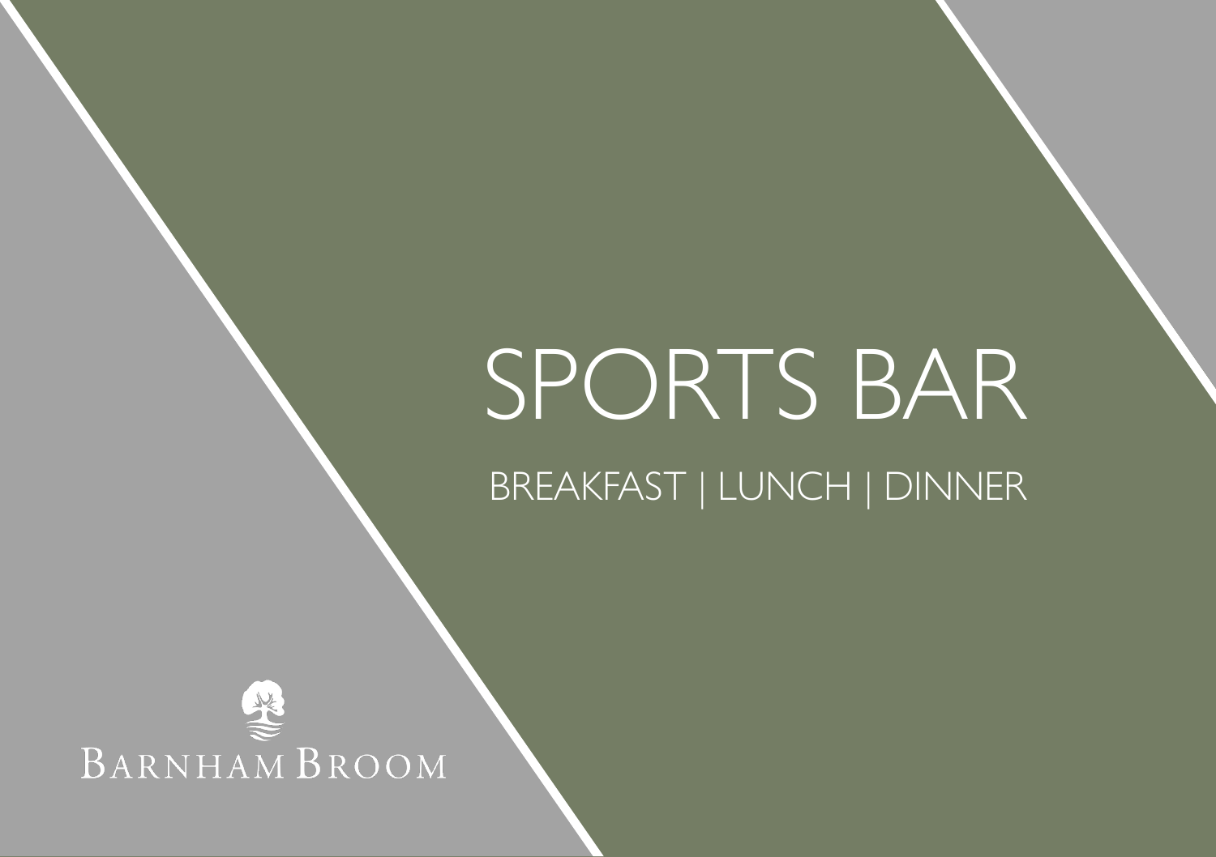# SPORTS BAR

BREAKFAST | LUNCH | DINNER

BARNHAM BROOM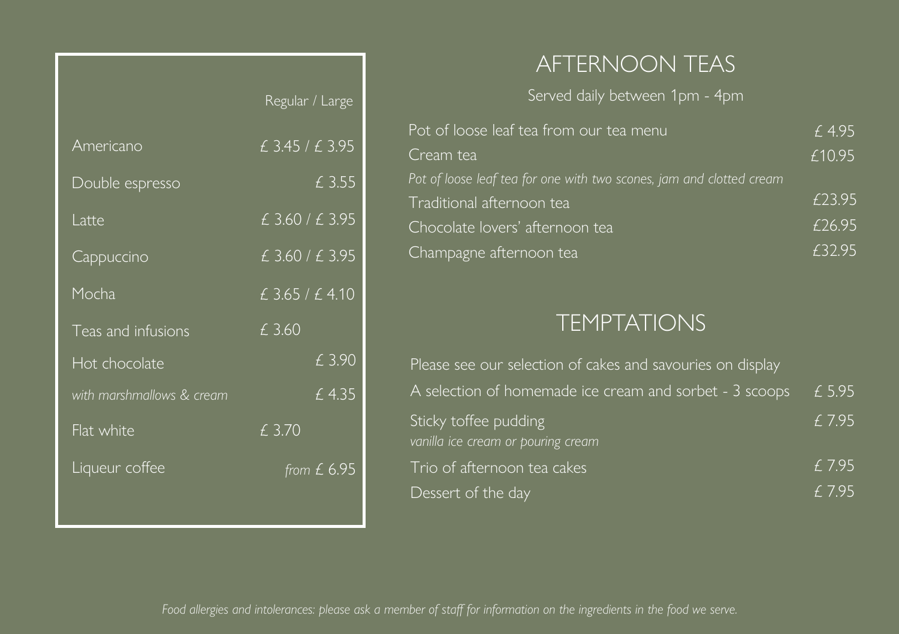| | Regular / Large |
|---|---|
| Americano | £ 3.45 / £ 3.95 |
| Double espresso | £ 3.55 |
| Latte | £ 3.60 / £ 3.95 |
| Cappuccino | £ 3.60 / £ 3.95 |
| Mocha | £ 3.65 / £ 4.10 |
| Teas and infusions | £ 3.60 |
| Hot chocolate | £ 3.90 |
| *with marshmallows & cream* | £ 4.35 |
| Flat white | £ 3.70 |
| Liqueur coffee | *from* £ 6.95 |

# AFTERNOON TEAS

Served daily between 1pm - 4pm

| | |
|---|---|
| Pot of loose leaf tea from our tea menu | £ 4.95 |
| Cream tea<br>*Pot of loose leaf tea for one with two scones, jam and clotted cream* | £10.95 |
| Traditional afternoon tea | £23.95 |
| Chocolate lovers' afternoon tea | £26.95 |
| Champagne afternoon tea | £32.95 |

# TEMPTATIONS

Please see our selection of cakes and savouries on display

| | |
|---|---|
| A selection of homemade ice cream and sorbet - 3 scoops | £ 5.95 |
| Sticky toffee pudding<br>*vanilla ice cream or pouring cream* | £ 7.95 |
| Trio of afternoon tea cakes | £ 7.95 |
| Dessert of the day | £ 7.95 |

*Food allergies and intolerances: please ask a member of staff for information on the ingredients in the food we serve.*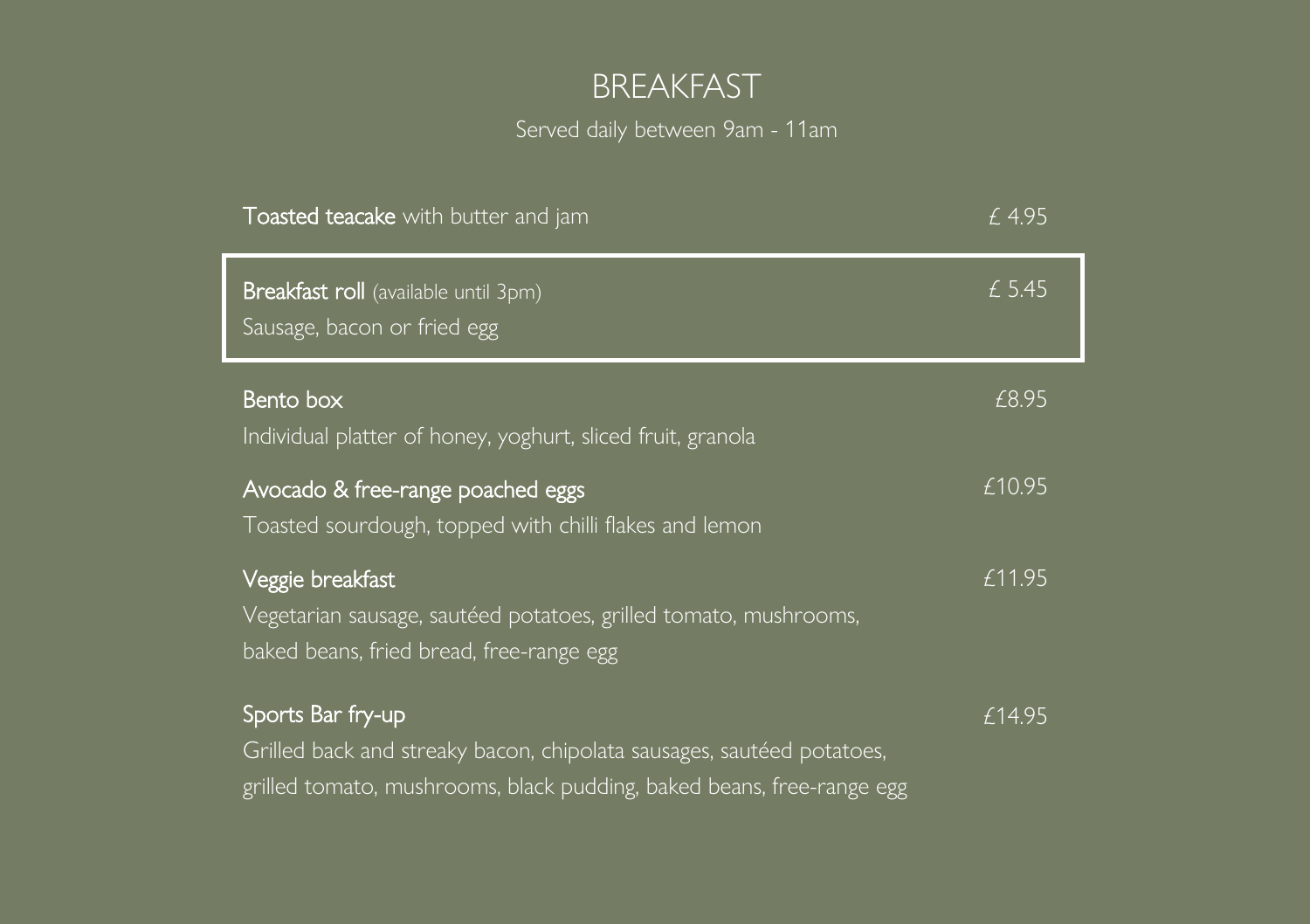# BREAKFAST

Served daily between 9am - 11am

**Toasted teacake** with butter and jam — £ 4.95

**Breakfast roll** (available until 3pm) — £ 5.45
Sausage, bacon or fried egg

**Bento box** — £8.95
Individual platter of honey, yoghurt, sliced fruit, granola

**Avocado & free-range poached eggs** — £10.95
Toasted sourdough, topped with chilli flakes and lemon

**Veggie breakfast** — £11.95
Vegetarian sausage, sautéed potatoes, grilled tomato, mushrooms, baked beans, fried bread, free-range egg

**Sports Bar fry-up** — £14.95
Grilled back and streaky bacon, chipolata sausages, sautéed potatoes, grilled tomato, mushrooms, black pudding, baked beans, free-range egg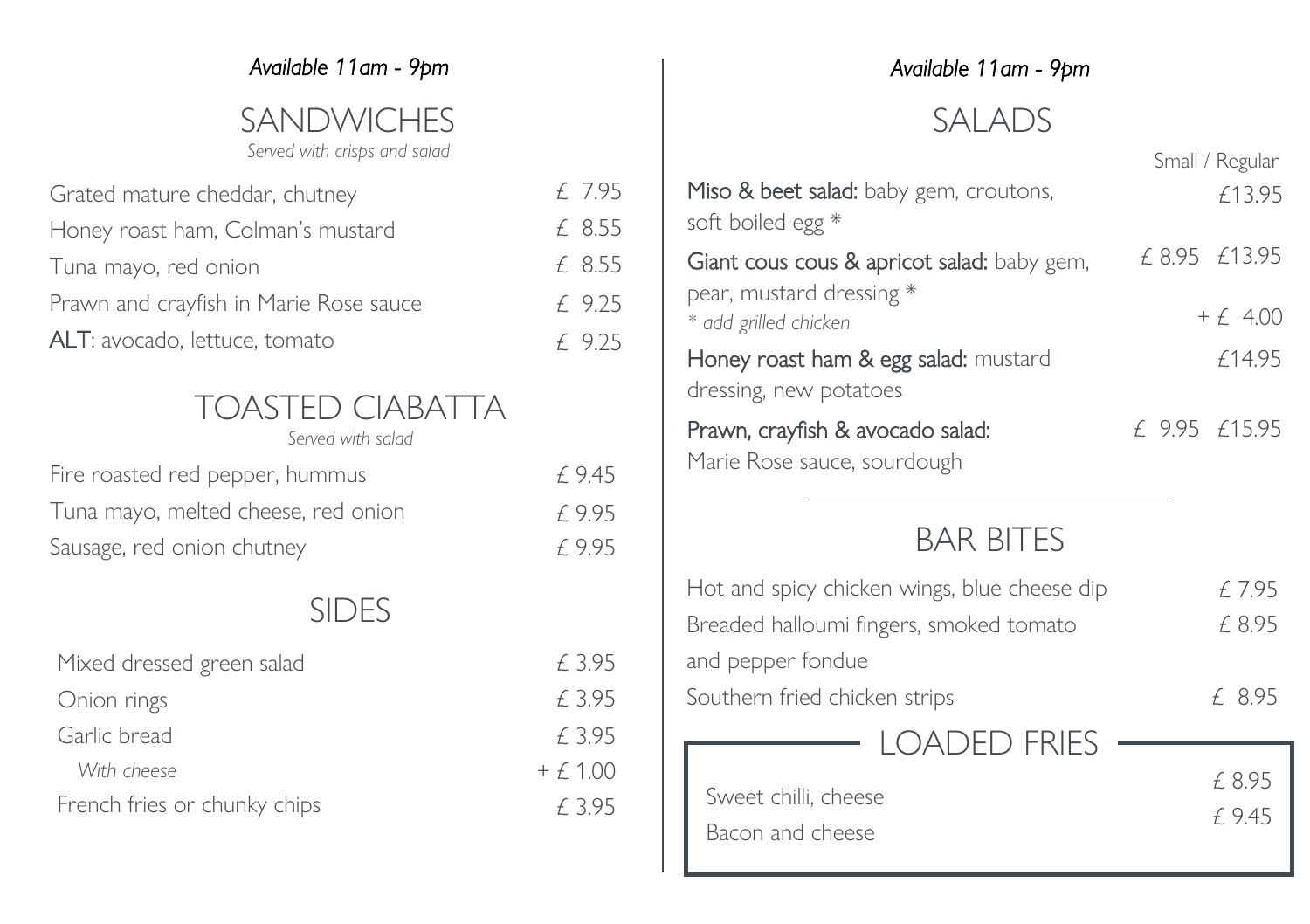*Available 11am - 9pm*

## SANDWICHES

*Served with crisps and salad*

| | |
|---|---|
| Grated mature cheddar, chutney | £ 7.95 |
| Honey roast ham, Colman's mustard | £ 8.55 |
| Tuna mayo, red onion | £ 8.55 |
| Prawn and crayfish in Marie Rose sauce | £ 9.25 |
| ALT: avocado, lettuce, tomato | £ 9.25 |

## TOASTED CIABATTA

*Served with salad*

| | |
|---|---|
| Fire roasted red pepper, hummus | £ 9.45 |
| Tuna mayo, melted cheese, red onion | £ 9.95 |
| Sausage, red onion chutney | £ 9.95 |

## SIDES

| | |
|---|---|
| Mixed dressed green salad | £ 3.95 |
| Onion rings | £ 3.95 |
| Garlic bread | £ 3.95 |
| *With cheese* | + £ 1.00 |
| French fries or chunky chips | £ 3.95 |

*Available 11am - 9pm*

## SALADS

| | Small | Regular |
|---|---|---|
| **Miso & beet salad:** baby gem, croutons, soft boiled egg * | | £13.95 |
| **Giant cous cous & apricot salad:** baby gem, pear, mustard dressing * | £ 8.95 | £13.95 |
| *\* add grilled chicken* | | + £ 4.00 |
| **Honey roast ham & egg salad:** mustard dressing, new potatoes | | £14.95 |
| **Prawn, crayfish & avocado salad:** Marie Rose sauce, sourdough | £ 9.95 | £15.95 |

## BAR BITES

| | |
|---|---|
| Hot and spicy chicken wings, blue cheese dip | £ 7.95 |
| Breaded halloumi fingers, smoked tomato and pepper fondue | £ 8.95 |
| Southern fried chicken strips | £ 8.95 |

## LOADED FRIES

| | |
|---|---|
| Sweet chilli, cheese | £ 8.95 |
| Bacon and cheese | £ 9.45 |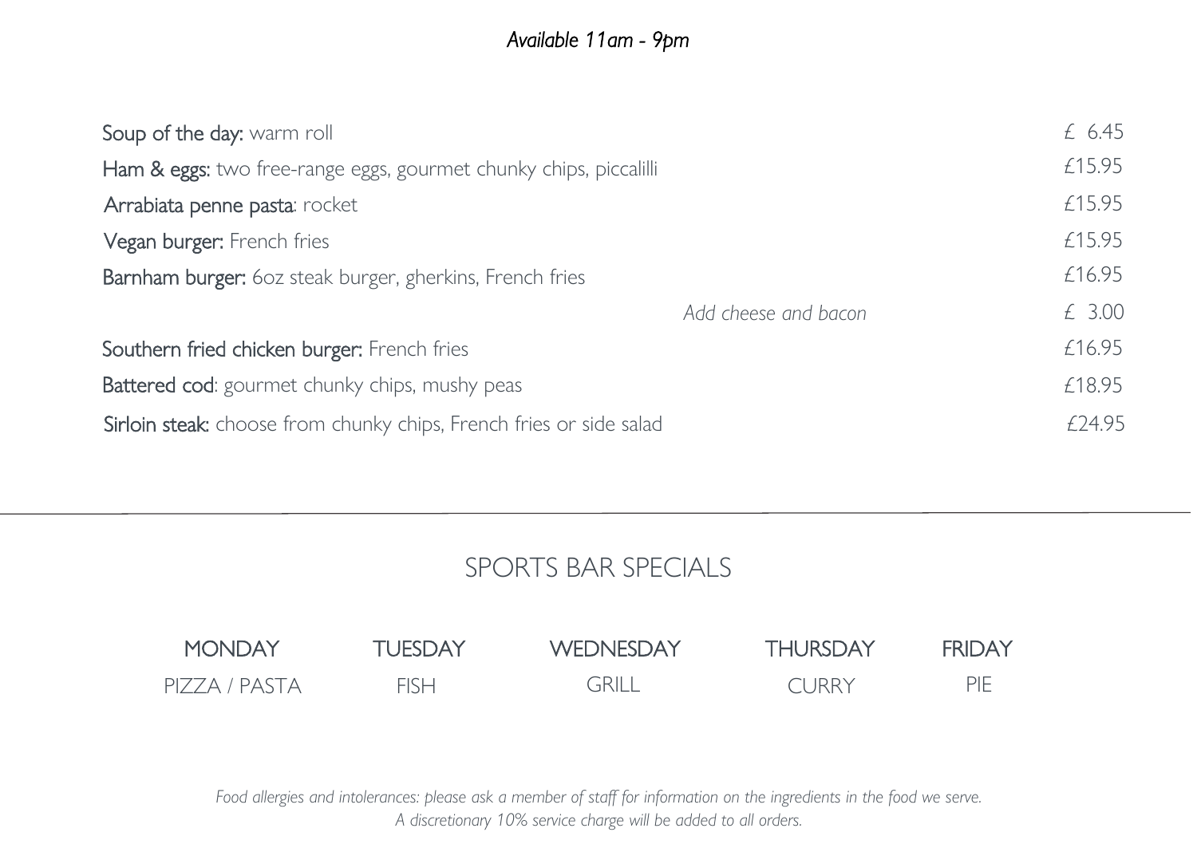*Available 11am - 9pm*

| | |
|---|---|
| **Soup of the day:** warm roll | £ 6.45 |
| **Ham & eggs:** two free-range eggs, gourmet chunky chips, piccalilli | £15.95 |
| **Arrabiata penne pasta**: rocket | £15.95 |
| **Vegan burger:** French fries | £15.95 |
| **Barnham burger:** 6oz steak burger, gherkins, French fries | £16.95 |
| *Add cheese and bacon* | £ 3.00 |
| **Southern fried chicken burger:** French fries | £16.95 |
| **Battered cod**: gourmet chunky chips, mushy peas | £18.95 |
| **Sirloin steak:** choose from chunky chips, French fries or side salad | £24.95 |

---

## SPORTS BAR SPECIALS

| MONDAY | TUESDAY | WEDNESDAY | THURSDAY | FRIDAY |
|---|---|---|---|---|
| PIZZA / PASTA | FISH | GRILL | CURRY | PIE |

*Food allergies and intolerances: please ask a member of staff for information on the ingredients in the food we serve.*
*A discretionary 10% service charge will be added to all orders.*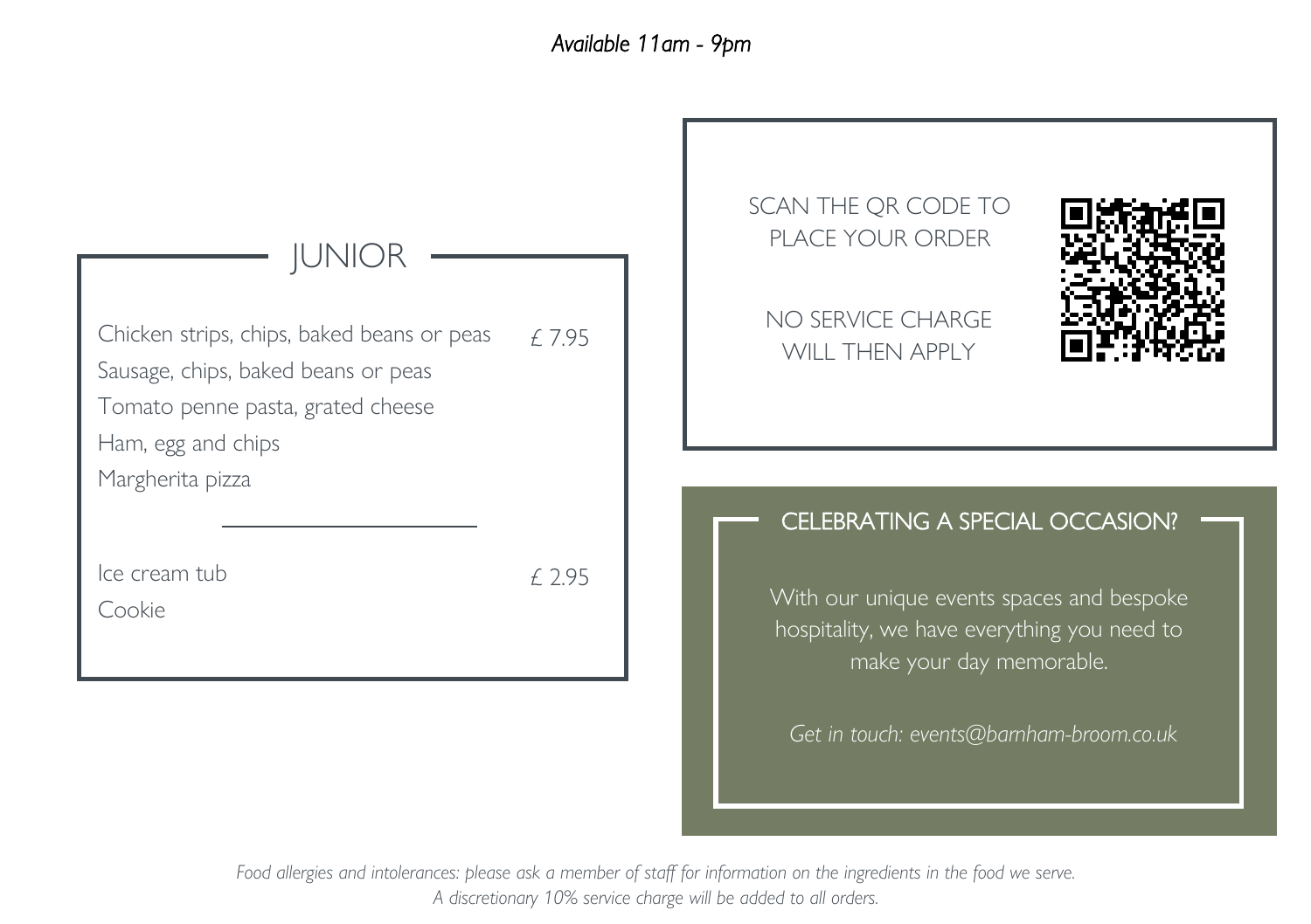*Available 11am - 9pm*

## JUNIOR

| | |
|---|---|
| Chicken strips, chips, baked beans or peas | £ 7.95 |
| Sausage, chips, baked beans or peas | |
| Tomato penne pasta, grated cheese | |
| Ham, egg and chips | |
| Margherita pizza | |

| | |
|---|---|
| Ice cream tub | £ 2.95 |
| Cookie | |

SCAN THE QR CODE TO PLACE YOUR ORDER

NO SERVICE CHARGE WILL THEN APPLY

## CELEBRATING A SPECIAL OCCASION?

With our unique events spaces and bespoke hospitality, we have everything you need to make your day memorable.

*Get in touch: events@barnham-broom.co.uk*

*Food allergies and intolerances: please ask a member of staff for information on the ingredients in the food we serve.*
*A discretionary 10% service charge will be added to all orders.*